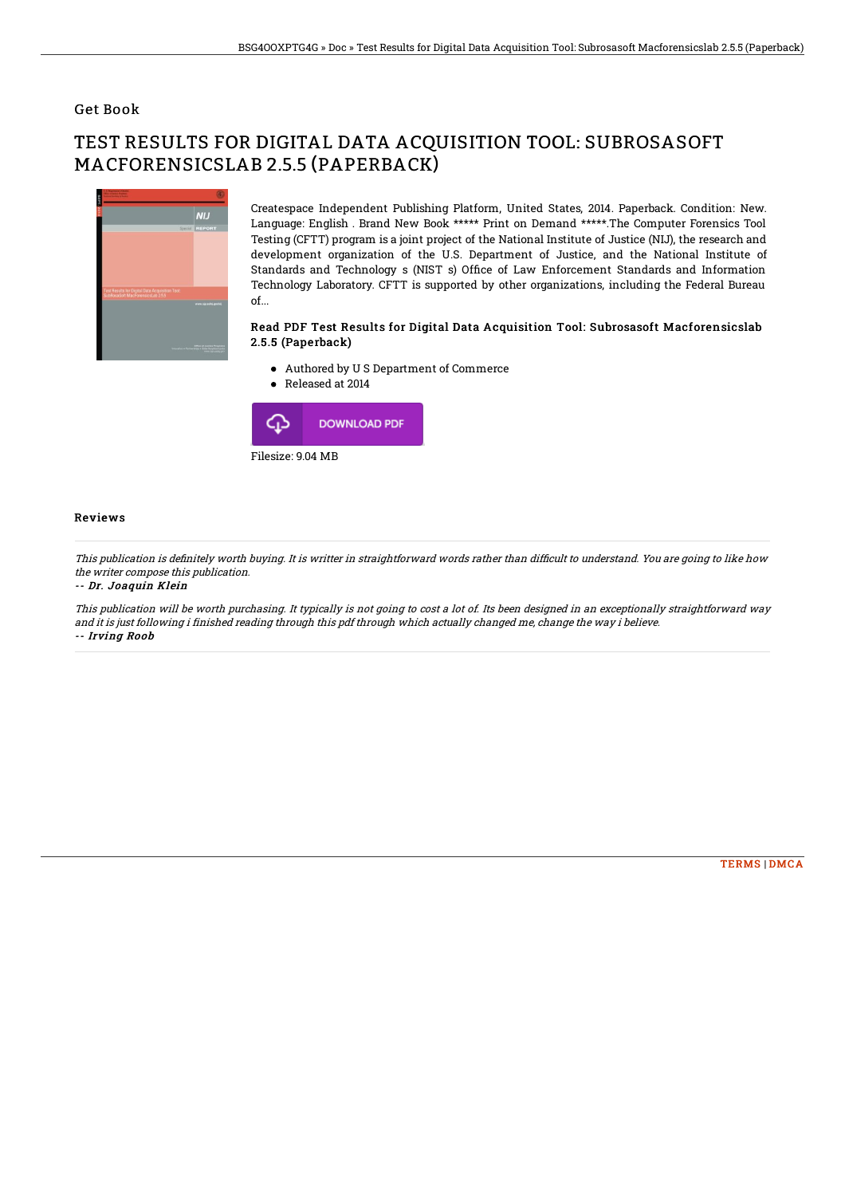## Get Book

# TEST RESULTS FOR DIGITAL DATA ACQUISITION TOOL: SUBROSASOFT MACFORENSICSLAB 2.5.5 (PAPERBACK)

Createspace Independent Publishing Platform, United States, 2014. Paperback. Condition: New. Language: English . Brand New Book ***** Print on Demand *****.The Computer Forensics Tool Testing (CFTT) program is a joint project of the National Institute of Justice (NIJ), the research and development organization of the U.S. Department of Justice, and the National Institute of Standards and Technology s (NIST s) Office of Law Enforcement Standards and Information Technology Laboratory. CFTT is supported by other organizations, including the Federal Bureau of...

### Read PDF Test Results for Digital Data Acquisition Tool: Subrosasoft Macforensicslab 2.5.5 (Paperback)

- Authored by U S Department of Commerce
- Released at 2014

DOWNLOAD PDF

Filesize: 9.04 MB

### Reviews

*This publication is definitely worth buying. It is writter in straightforward words rather than difficult to understand. You are going to like how the writer compose this publication.*

*-- Dr. Joaquin Klein*

*This publication will be worth purchasing. It typically is not going to cost a lot of. Its been designed in an exceptionally straightforward way and it is just following i finished reading through this pdf through which actually changed me, change the way i believe.*

*-- Irving Roob*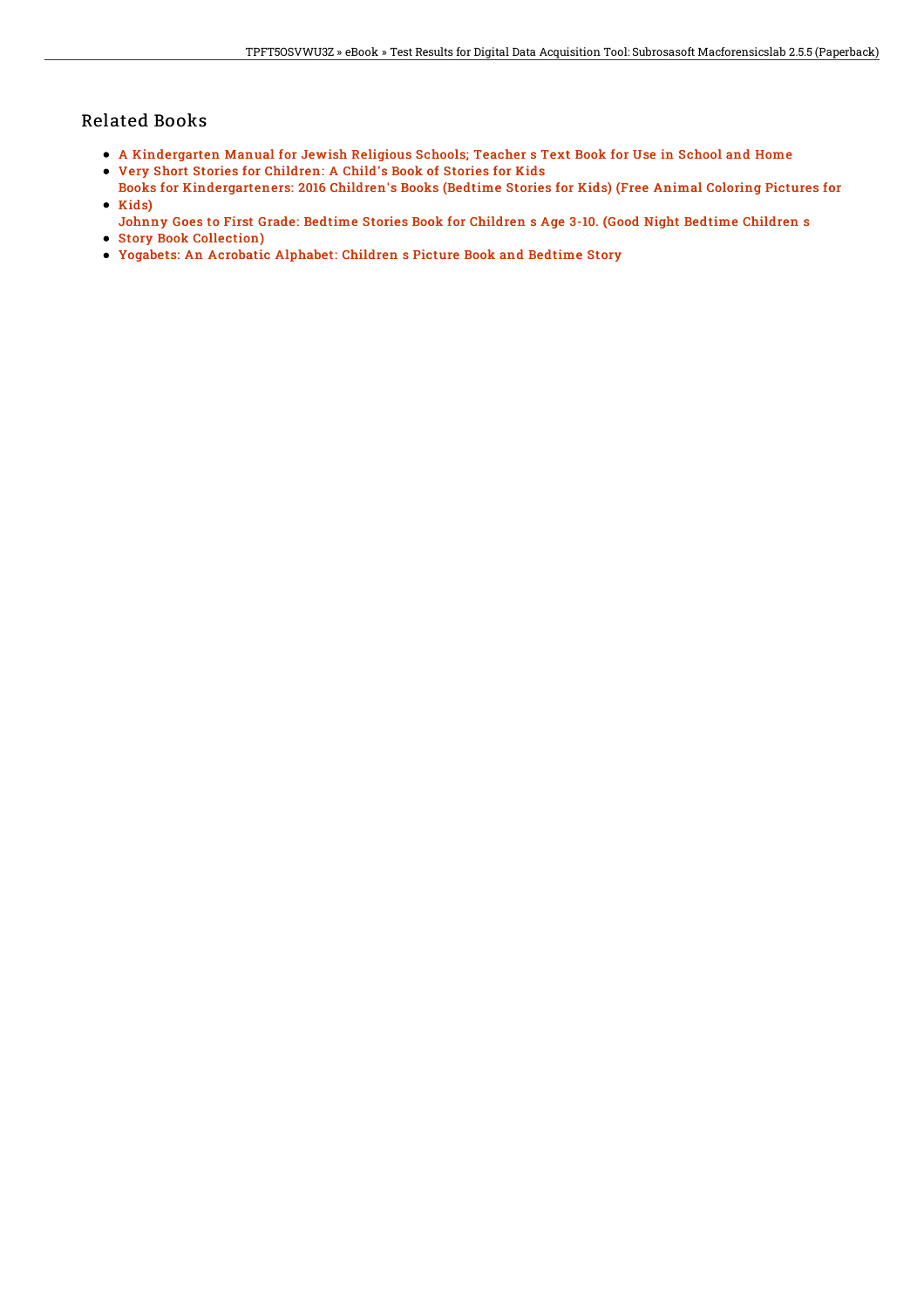## Related Books

- A Kindergarten Manual for Jewish Religious Schools; Teacher s Text Book for Use in School and Home
- Very Short Stories for Children: A Child's Book of Stories for Kids
- Books for Kindergarteners: 2016 Children's Books (Bedtime Stories for Kids) (Free Animal Coloring Pictures for Kids)
- Johnny Goes to First Grade: Bedtime Stories Book for Children s Age 3-10. (Good Night Bedtime Children s Story Book Collection)
- Yogabets: An Acrobatic Alphabet: Children s Picture Book and Bedtime Story